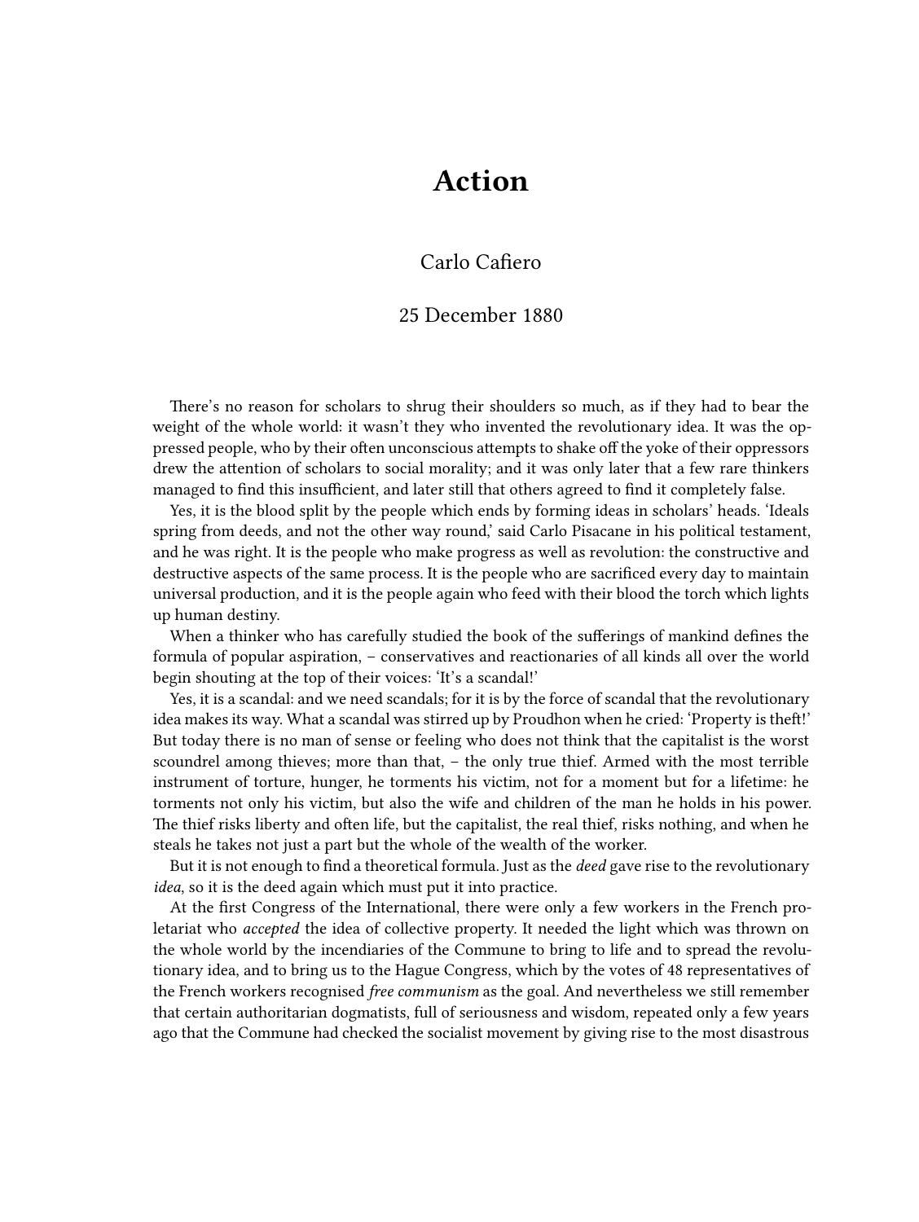# Action

Carlo Cafiero

25 December 1880

There's no reason for scholars to shrug their shoulders so much, as if they had to bear the weight of the whole world: it wasn't they who invented the revolutionary idea. It was the oppressed people, who by their often unconscious attempts to shake off the yoke of their oppressors drew the attention of scholars to social morality; and it was only later that a few rare thinkers managed to find this insufficient, and later still that others agreed to find it completely false.

Yes, it is the blood split by the people which ends by forming ideas in scholars' heads. 'Ideals spring from deeds, and not the other way round,' said Carlo Pisacane in his political testament, and he was right. It is the people who make progress as well as revolution: the constructive and destructive aspects of the same process. It is the people who are sacrificed every day to maintain universal production, and it is the people again who feed with their blood the torch which lights up human destiny.

When a thinker who has carefully studied the book of the sufferings of mankind defines the formula of popular aspiration, – conservatives and reactionaries of all kinds all over the world begin shouting at the top of their voices: 'It's a scandal!'

Yes, it is a scandal: and we need scandals; for it is by the force of scandal that the revolutionary idea makes its way. What a scandal was stirred up by Proudhon when he cried: 'Property is theft!' But today there is no man of sense or feeling who does not think that the capitalist is the worst scoundrel among thieves; more than that, – the only true thief. Armed with the most terrible instrument of torture, hunger, he torments his victim, not for a moment but for a lifetime: he torments not only his victim, but also the wife and children of the man he holds in his power. The thief risks liberty and often life, but the capitalist, the real thief, risks nothing, and when he steals he takes not just a part but the whole of the wealth of the worker.

But it is not enough to find a theoretical formula. Just as the *deed* gave rise to the revolutionary *idea*, so it is the deed again which must put it into practice.

At the first Congress of the International, there were only a few workers in the French proletariat who *accepted* the idea of collective property. It needed the light which was thrown on the whole world by the incendiaries of the Commune to bring to life and to spread the revolutionary idea, and to bring us to the Hague Congress, which by the votes of 48 representatives of the French workers recognised *free communism* as the goal. And nevertheless we still remember that certain authoritarian dogmatists, full of seriousness and wisdom, repeated only a few years ago that the Commune had checked the socialist movement by giving rise to the most disastrous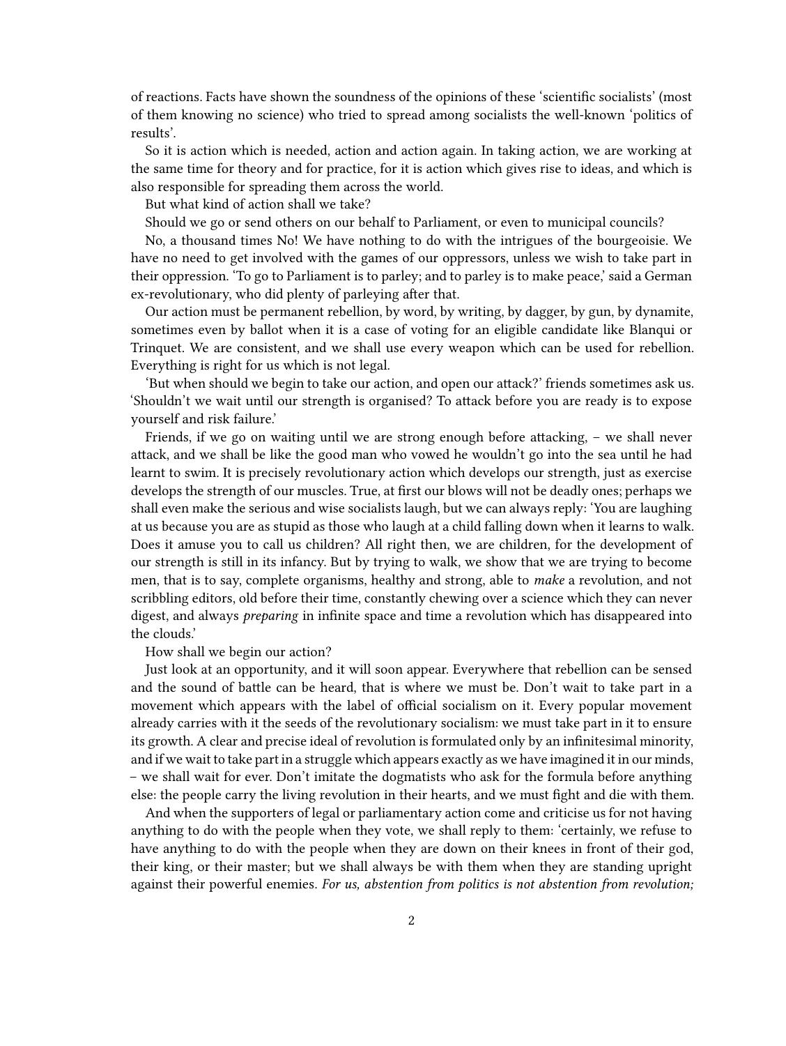of reactions. Facts have shown the soundness of the opinions of these 'scientific socialists' (most of them knowing no science) who tried to spread among socialists the well-known 'politics of results'.

So it is action which is needed, action and action again. In taking action, we are working at the same time for theory and for practice, for it is action which gives rise to ideas, and which is also responsible for spreading them across the world.

But what kind of action shall we take?

Should we go or send others on our behalf to Parliament, or even to municipal councils?

No, a thousand times No! We have nothing to do with the intrigues of the bourgeoisie. We have no need to get involved with the games of our oppressors, unless we wish to take part in their oppression. 'To go to Parliament is to parley; and to parley is to make peace,' said a German ex-revolutionary, who did plenty of parleying after that.

Our action must be permanent rebellion, by word, by writing, by dagger, by gun, by dynamite, sometimes even by ballot when it is a case of voting for an eligible candidate like Blanqui or Trinquet. We are consistent, and we shall use every weapon which can be used for rebellion. Everything is right for us which is not legal.

'But when should we begin to take our action, and open our attack?' friends sometimes ask us. 'Shouldn't we wait until our strength is organised? To attack before you are ready is to expose yourself and risk failure.'

Friends, if we go on waiting until we are strong enough before attacking, – we shall never attack, and we shall be like the good man who vowed he wouldn't go into the sea until he had learnt to swim. It is precisely revolutionary action which develops our strength, just as exercise develops the strength of our muscles. True, at first our blows will not be deadly ones; perhaps we shall even make the serious and wise socialists laugh, but we can always reply: 'You are laughing at us because you are as stupid as those who laugh at a child falling down when it learns to walk. Does it amuse you to call us children? All right then, we are children, for the development of our strength is still in its infancy. But by trying to walk, we show that we are trying to become men, that is to say, complete organisms, healthy and strong, able to *make* a revolution, and not scribbling editors, old before their time, constantly chewing over a science which they can never digest, and always *preparing* in infinite space and time a revolution which has disappeared into the clouds.'

How shall we begin our action?

Just look at an opportunity, and it will soon appear. Everywhere that rebellion can be sensed and the sound of battle can be heard, that is where we must be. Don't wait to take part in a movement which appears with the label of official socialism on it. Every popular movement already carries with it the seeds of the revolutionary socialism: we must take part in it to ensure its growth. A clear and precise ideal of revolution is formulated only by an infinitesimal minority, and if we wait to take part in a struggle which appears exactly as we have imagined it in our minds, – we shall wait for ever. Don't imitate the dogmatists who ask for the formula before anything else: the people carry the living revolution in their hearts, and we must fight and die with them.

And when the supporters of legal or parliamentary action come and criticise us for not having anything to do with the people when they vote, we shall reply to them: 'certainly, we refuse to have anything to do with the people when they are down on their knees in front of their god, their king, or their master; but we shall always be with them when they are standing upright against their powerful enemies. *For us, abstention from politics is not abstention from revolution;*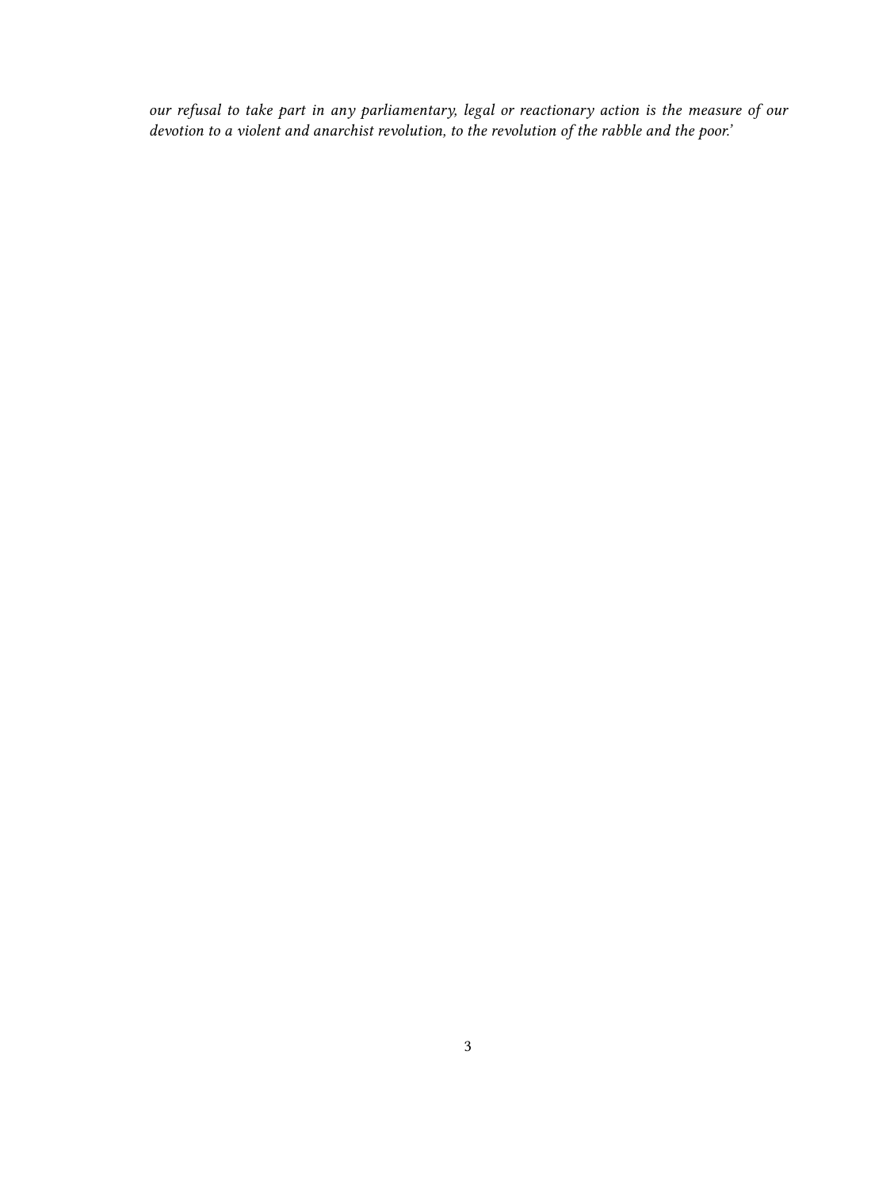*our refusal to take part in any parliamentary, legal or reactionary action is the measure of our devotion to a violent and anarchist revolution, to the revolution of the rabble and the poor.'*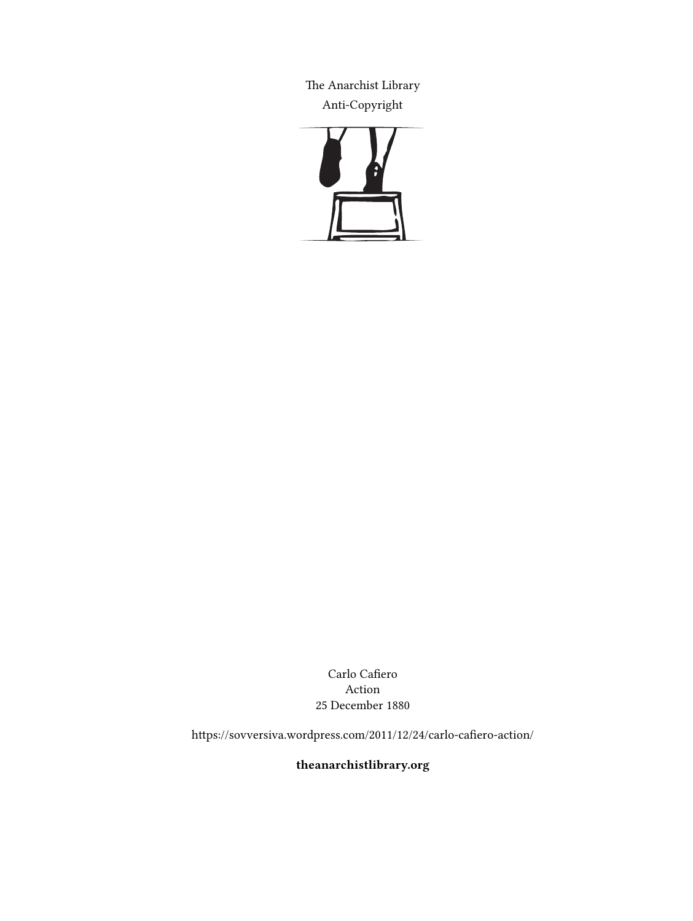The Anarchist Library
Anti-Copyright

Carlo Cafiero
Action
25 December 1880

https://sovversiva.wordpress.com/2011/12/24/carlo-cafiero-action/

**theanarchistlibrary.org**